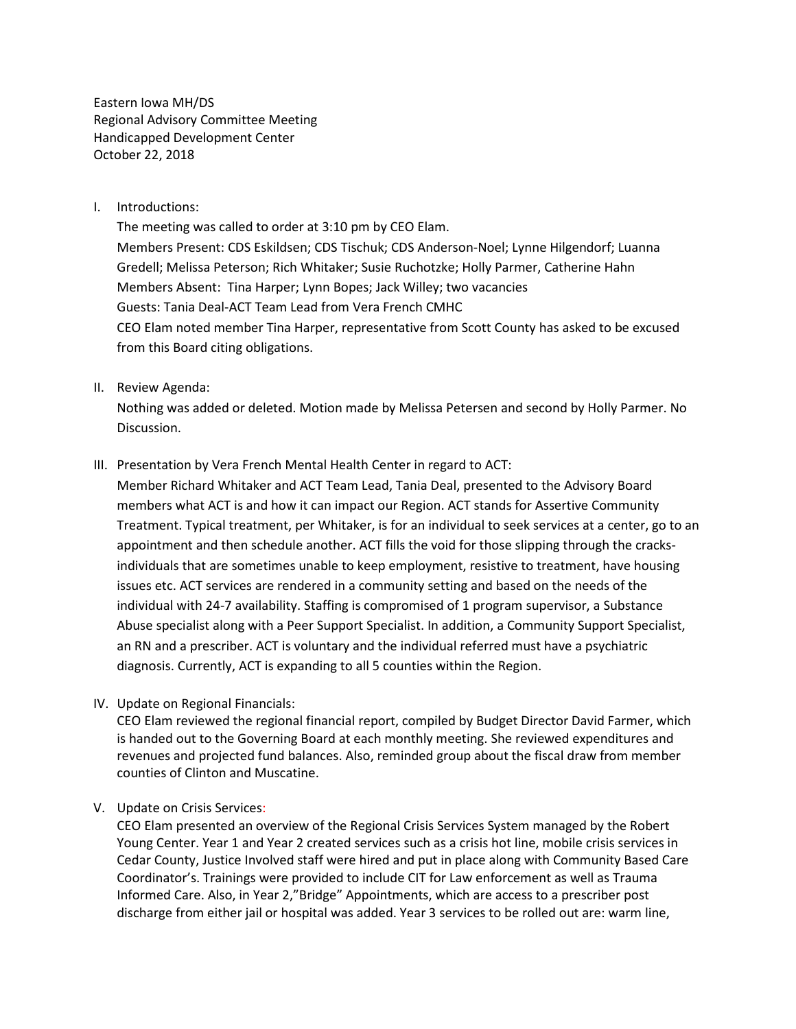Eastern Iowa MH/DS
Regional Advisory Committee Meeting
Handicapped Development Center
October 22, 2018

I. Introductions:

The meeting was called to order at 3:10 pm by CEO Elam.
Members Present: CDS Eskildsen; CDS Tischuk; CDS Anderson-Noel; Lynne Hilgendorf; Luanna Gredell; Melissa Peterson; Rich Whitaker; Susie Ruchotzke; Holly Parmer, Catherine Hahn
Members Absent: Tina Harper; Lynn Bopes; Jack Willey; two vacancies
Guests: Tania Deal-ACT Team Lead from Vera French CMHC
CEO Elam noted member Tina Harper, representative from Scott County has asked to be excused from this Board citing obligations.

II. Review Agenda:

Nothing was added or deleted. Motion made by Melissa Petersen and second by Holly Parmer. No Discussion.

III. Presentation by Vera French Mental Health Center in regard to ACT:

Member Richard Whitaker and ACT Team Lead, Tania Deal, presented to the Advisory Board members what ACT is and how it can impact our Region. ACT stands for Assertive Community Treatment. Typical treatment, per Whitaker, is for an individual to seek services at a center, go to an appointment and then schedule another. ACT fills the void for those slipping through the cracks- individuals that are sometimes unable to keep employment, resistive to treatment, have housing issues etc. ACT services are rendered in a community setting and based on the needs of the individual with 24-7 availability. Staffing is compromised of 1 program supervisor, a Substance Abuse specialist along with a Peer Support Specialist. In addition, a Community Support Specialist, an RN and a prescriber. ACT is voluntary and the individual referred must have a psychiatric diagnosis. Currently, ACT is expanding to all 5 counties within the Region.

IV. Update on Regional Financials:

CEO Elam reviewed the regional financial report, compiled by Budget Director David Farmer, which is handed out to the Governing Board at each monthly meeting. She reviewed expenditures and revenues and projected fund balances. Also, reminded group about the fiscal draw from member counties of Clinton and Muscatine.

V. Update on Crisis Services:

CEO Elam presented an overview of the Regional Crisis Services System managed by the Robert Young Center. Year 1 and Year 2 created services such as a crisis hot line, mobile crisis services in Cedar County, Justice Involved staff were hired and put in place along with Community Based Care Coordinator's. Trainings were provided to include CIT for Law enforcement as well as Trauma Informed Care. Also, in Year 2,"Bridge" Appointments, which are access to a prescriber post discharge from either jail or hospital was added. Year 3 services to be rolled out are: warm line,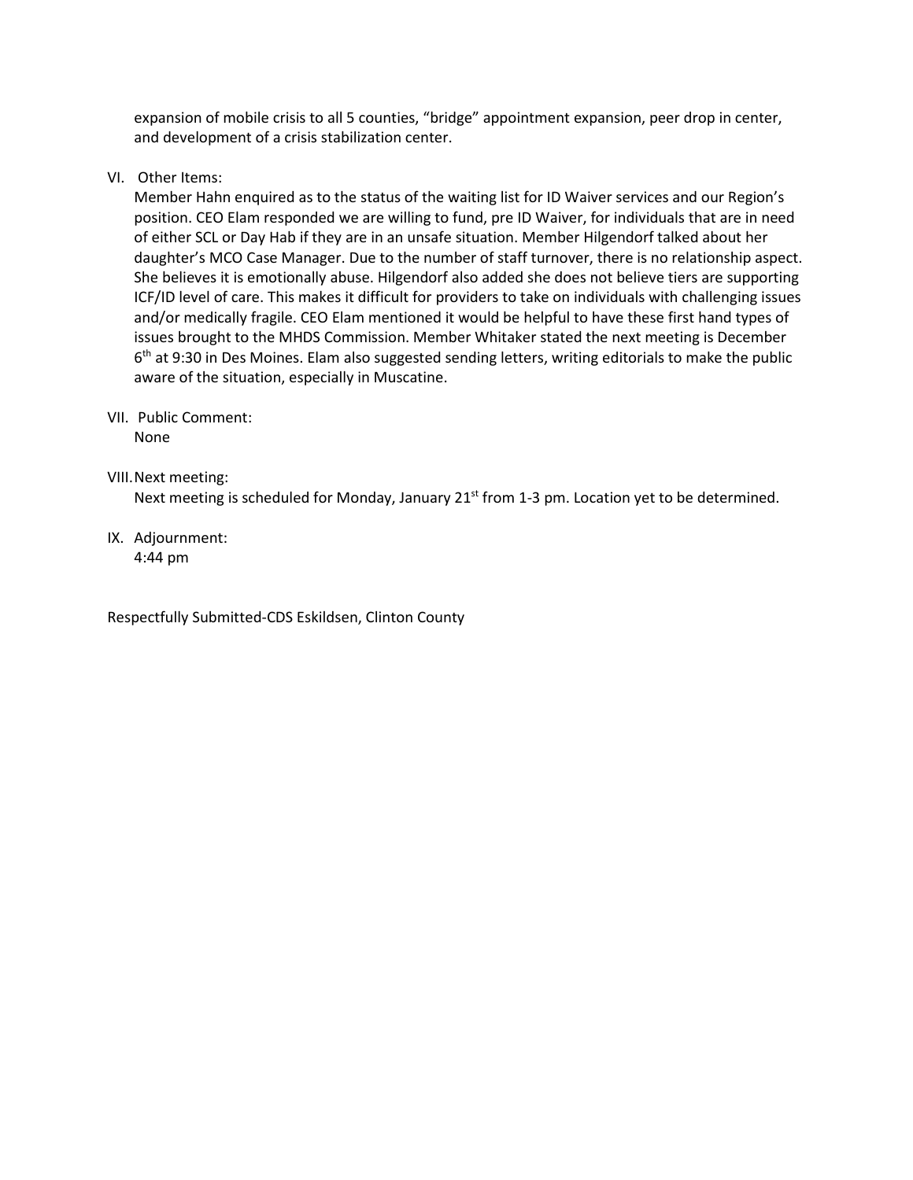expansion of mobile crisis to all 5 counties, “bridge” appointment expansion, peer drop in center, and development of a crisis stabilization center.

VI. Other Items:
Member Hahn enquired as to the status of the waiting list for ID Waiver services and our Region’s position. CEO Elam responded we are willing to fund, pre ID Waiver, for individuals that are in need of either SCL or Day Hab if they are in an unsafe situation. Member Hilgendorf talked about her daughter’s MCO Case Manager. Due to the number of staff turnover, there is no relationship aspect. She believes it is emotionally abuse. Hilgendorf also added she does not believe tiers are supporting ICF/ID level of care. This makes it difficult for providers to take on individuals with challenging issues and/or medically fragile. CEO Elam mentioned it would be helpful to have these first hand types of issues brought to the MHDS Commission. Member Whitaker stated the next meeting is December 6th at 9:30 in Des Moines. Elam also suggested sending letters, writing editorials to make the public aware of the situation, especially in Muscatine.

VII. Public Comment:
None

VIII. Next meeting:
Next meeting is scheduled for Monday, January 21st from 1-3 pm. Location yet to be determined.

IX. Adjournment:
4:44 pm

Respectfully Submitted-CDS Eskildsen, Clinton County